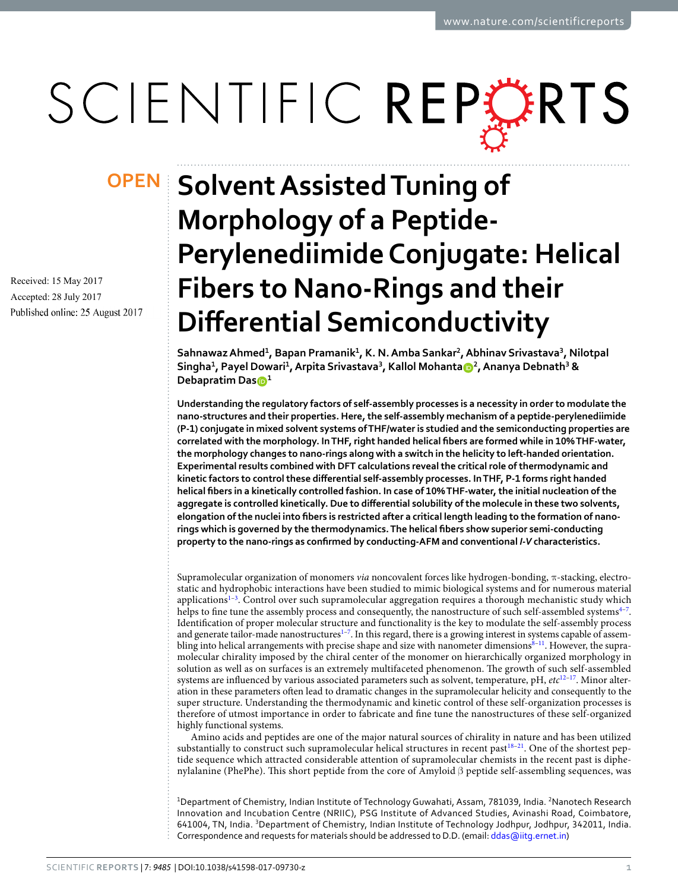OPEN

Received: 15 May 2017

Accepted: 28 July 2017

Published online: 25 August 2017

# Solvent Assisted Tuning of Morphology of a Peptide-Perylenediimide Conjugate: Helical Fibers to Nano-Rings and their Differential Semiconductivity

**Sahnawaz Ahmed[1], Bapan Pramanik[1], K. N. Amba Sankar[2], Abhinav Srivastava[3], Nilotpal Singha[1], Payel Dowari[1], Arpita Srivastava[3], Kallol Mohanta[2], Ananya Debnath[3] & Debapratim Das[1]**

**Understanding the regulatory factors of self-assembly processes is a necessity in order to modulate the nano-structures and their properties. Here, the self-assembly mechanism of a peptide-perylenediimide (P-1) conjugate in mixed solvent systems of THF/water is studied and the semiconducting properties are correlated with the morphology. In THF, right handed helical fibers are formed while in 10% THF-water, the morphology changes to nano-rings along with a switch in the helicity to left-handed orientation. Experimental results combined with DFT calculations reveal the critical role of thermodynamic and kinetic factors to control these differential self-assembly processes. In THF, P-1 forms right handed helical fibers in a kinetically controlled fashion. In case of 10% THF-water, the initial nucleation of the aggregate is controlled kinetically. Due to differential solubility of the molecule in these two solvents, elongation of the nuclei into fibers is restricted after a critical length leading to the formation of nano-rings which is governed by the thermodynamics. The helical fibers show superior semi-conducting property to the nano-rings as confirmed by conducting-AFM and conventional *I-V* characteristics.**

Supramolecular organization of monomers *via* noncovalent forces like hydrogen-bonding, π-stacking, electrostatic and hydrophobic interactions have been studied to mimic biological systems and for numerous material applications[1–3]. Control over such supramolecular aggregation requires a thorough mechanistic study which helps to fine tune the assembly process and consequently, the nanostructure of such self-assembled systems[4–7]. Identification of proper molecular structure and functionality is the key to modulate the self-assembly process and generate tailor-made nanostructures[1–7]. In this regard, there is a growing interest in systems capable of assembling into helical arrangements with precise shape and size with nanometer dimensions[8–11]. However, the supramolecular chirality imposed by the chiral center of the monomer on hierarchically organized morphology in solution as well as on surfaces is an extremely multifaceted phenomenon. The growth of such self-assembled systems are influenced by various associated parameters such as solvent, temperature, pH, *etc*[12–17]. Minor alteration in these parameters often lead to dramatic changes in the supramolecular helicity and consequently to the super structure. Understanding the thermodynamic and kinetic control of these self-organization processes is therefore of utmost importance in order to fabricate and fine tune the nanostructures of these self-organized highly functional systems.

Amino acids and peptides are one of the major natural sources of chirality in nature and has been utilized substantially to construct such supramolecular helical structures in recent past[18–21]. One of the shortest peptide sequence which attracted considerable attention of supramolecular chemists in the recent past is diphenylalanine (PhePhe). This short peptide from the core of Amyloid β peptide self-assembling sequences, was

[1]Department of Chemistry, Indian Institute of Technology Guwahati, Assam, 781039, India. [2]Nanotech Research Innovation and Incubation Centre (NRIIC), PSG Institute of Advanced Studies, Avinashi Road, Coimbatore, 641004, TN, India. [3]Department of Chemistry, Indian Institute of Technology Jodhpur, Jodhpur, 342011, India. Correspondence and requests for materials should be addressed to D.D. (email: ddas@iitg.ernet.in)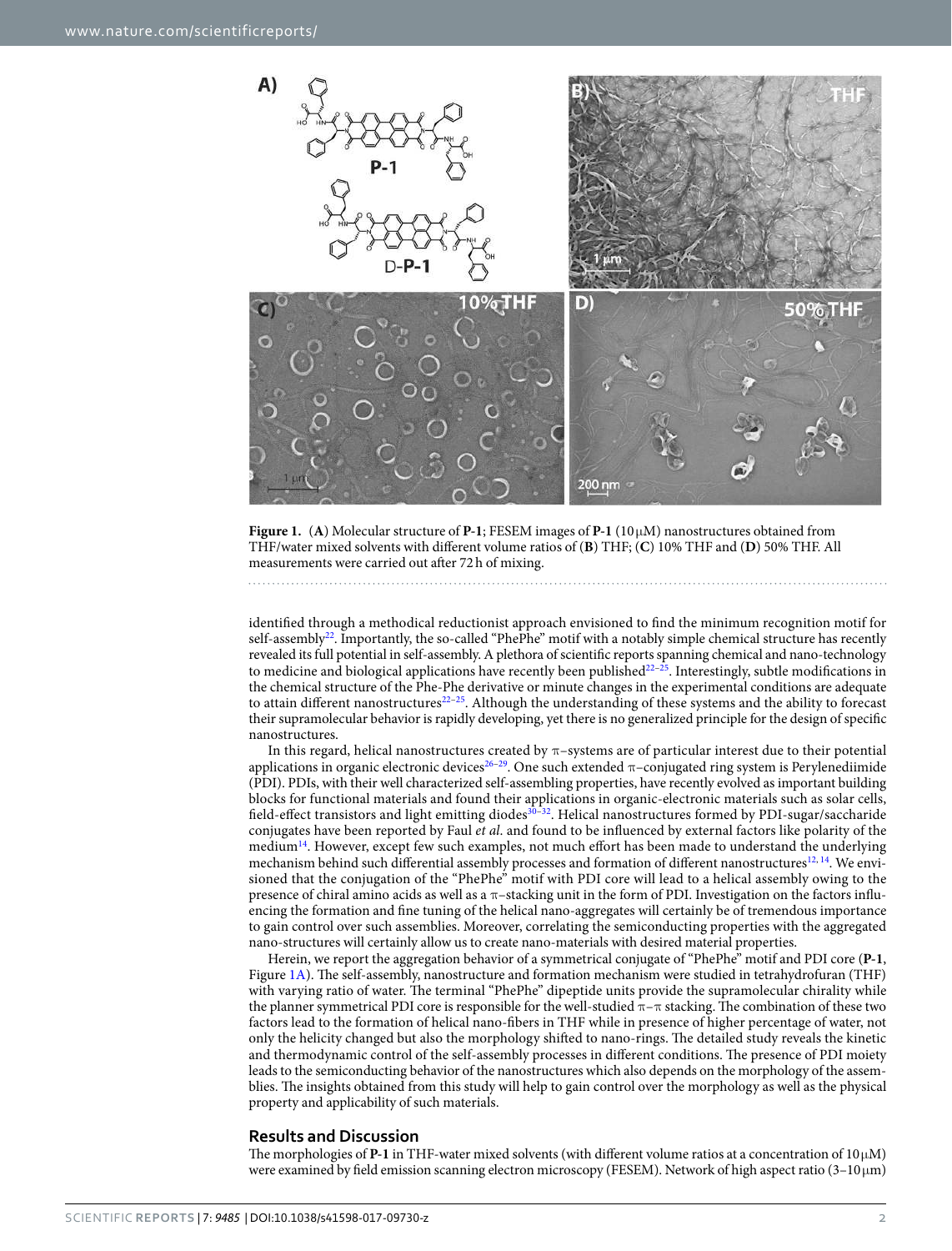**Figure 1.** (**A**) Molecular structure of **P-1**; FESEM images of **P-1** (10 μM) nanostructures obtained from THF/water mixed solvents with different volume ratios of (**B**) THF; (**C**) 10% THF and (**D**) 50% THF. All measurements were carried out after 72 h of mixing.

identified through a methodical reductionist approach envisioned to find the minimum recognition motif for self-assembly[22]. Importantly, the so-called "PhePhe" motif with a notably simple chemical structure has recently revealed its full potential in self-assembly. A plethora of scientific reports spanning chemical and nano-technology to medicine and biological applications have recently been published[22–25]. Interestingly, subtle modifications in the chemical structure of the Phe-Phe derivative or minute changes in the experimental conditions are adequate to attain different nanostructures[22–25]. Although the understanding of these systems and the ability to forecast their supramolecular behavior is rapidly developing, yet there is no generalized principle for the design of specific nanostructures.

In this regard, helical nanostructures created by π–systems are of particular interest due to their potential applications in organic electronic devices[26–29]. One such extended π–conjugated ring system is Perylenediimide (PDI). PDIs, with their well characterized self-assembling properties, have recently evolved as important building blocks for functional materials and found their applications in organic-electronic materials such as solar cells, field-effect transistors and light emitting diodes[30–32]. Helical nanostructures formed by PDI-sugar/saccharide conjugates have been reported by Faul *et al.* and found to be influenced by external factors like polarity of the medium[14]. However, except few such examples, not much effort has been made to understand the underlying mechanism behind such differential assembly processes and formation of different nanostructures[12,14]. We envisioned that the conjugation of the "PhePhe" motif with PDI core will lead to a helical assembly owing to the presence of chiral amino acids as well as a π–stacking unit in the form of PDI. Investigation on the factors influencing the formation and fine tuning of the helical nano-aggregates will certainly be of tremendous importance to gain control over such assemblies. Moreover, correlating the semiconducting properties with the aggregated nano-structures will certainly allow us to create nano-materials with desired material properties.

Herein, we report the aggregation behavior of a symmetrical conjugate of "PhePhe" motif and PDI core (**P-1**, Figure 1A). The self-assembly, nanostructure and formation mechanism were studied in tetrahydrofuran (THF) with varying ratio of water. The terminal "PhePhe" dipeptide units provide the supramolecular chirality while the planner symmetrical PDI core is responsible for the well-studied π–π stacking. The combination of these two factors lead to the formation of helical nano-fibers in THF while in presence of higher percentage of water, not only the helicity changed but also the morphology shifted to nano-rings. The detailed study reveals the kinetic and thermodynamic control of the self-assembly processes in different conditions. The presence of PDI moiety leads to the semiconducting behavior of the nanostructures which also depends on the morphology of the assemblies. The insights obtained from this study will help to gain control over the morphology as well as the physical property and applicability of such materials.

## Results and Discussion

The morphologies of **P-1** in THF-water mixed solvents (with different volume ratios at a concentration of 10 μM) were examined by field emission scanning electron microscopy (FESEM). Network of high aspect ratio (3–10 μm)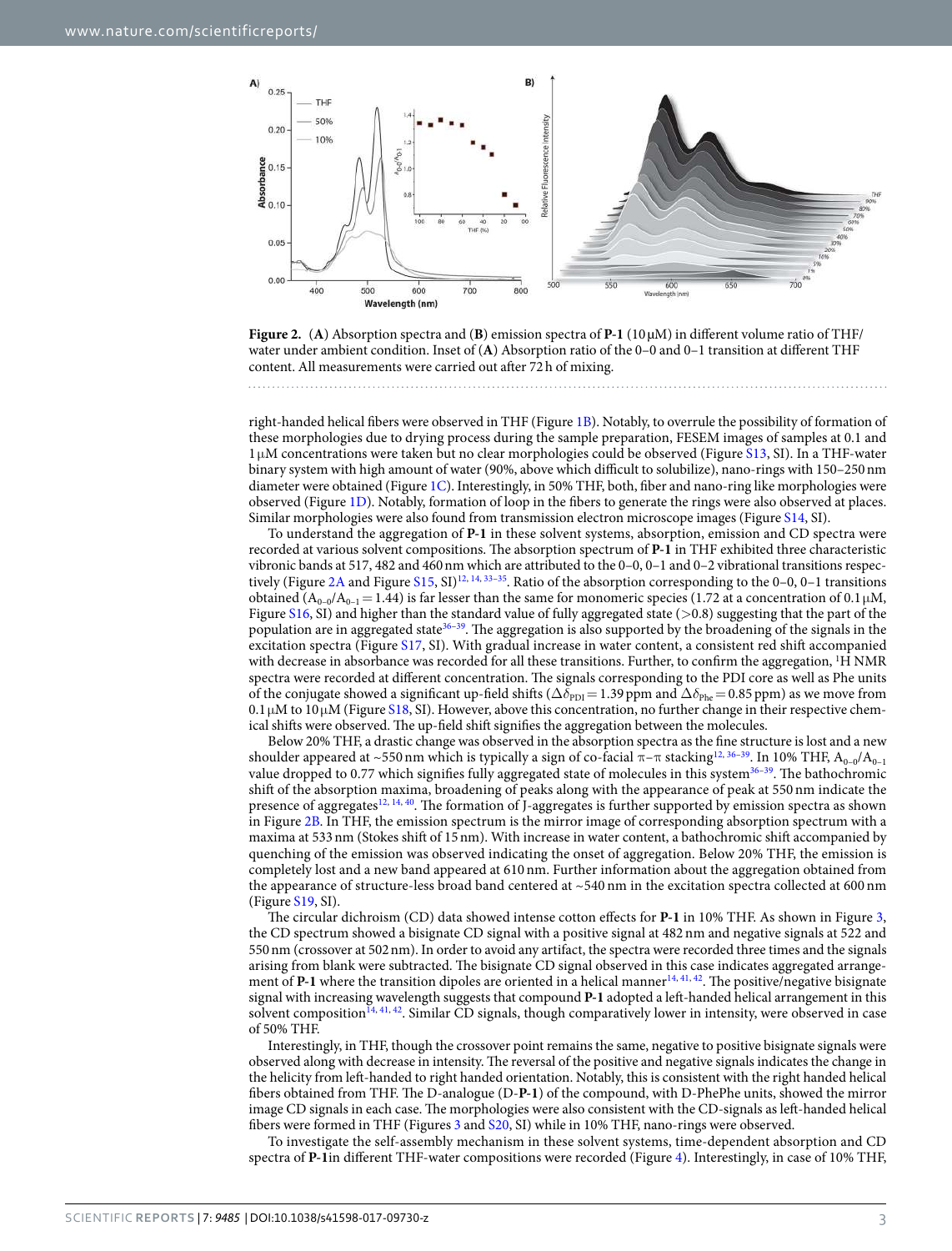**Figure 2.** (**A**) Absorption spectra and (**B**) emission spectra of **P-1** (10 μM) in different volume ratio of THF/water under ambient condition. Inset of (**A**) Absorption ratio of the 0–0 and 0–1 transition at different THF content. All measurements were carried out after 72 h of mixing.

right-handed helical fibers were observed in THF (Figure 1B). Notably, to overrule the possibility of formation of these morphologies due to drying process during the sample preparation, FESEM images of samples at 0.1 and 1 μM concentrations were taken but no clear morphologies could be observed (Figure S13, SI). In a THF-water binary system with high amount of water (90%, above which difficult to solubilize), nano-rings with 150–250 nm diameter were obtained (Figure 1C). Interestingly, in 50% THF, both, fiber and nano-ring like morphologies were observed (Figure 1D). Notably, formation of loop in the fibers to generate the rings were also observed at places. Similar morphologies were also found from transmission electron microscope images (Figure S14, SI).

To understand the aggregation of **P-1** in these solvent systems, absorption, emission and CD spectra were recorded at various solvent compositions. The absorption spectrum of **P-1** in THF exhibited three characteristic vibronic bands at 517, 482 and 460 nm which are attributed to the 0–0, 0–1 and 0–2 vibrational transitions respectively (Figure 2A and Figure S15, SI)[12, 14, 33–35]. Ratio of the absorption corresponding to the 0–0, 0–1 transitions obtained ($A_{0-0}/A_{0-1} = 1.44$) is far lesser than the same for monomeric species (1.72 at a concentration of 0.1 μM, Figure S16, SI) and higher than the standard value of fully aggregated state (>0.8) suggesting that the part of the population are in aggregated state[36–39]. The aggregation is also supported by the broadening of the signals in the excitation spectra (Figure S17, SI). With gradual increase in water content, a consistent red shift accompanied with decrease in absorbance was recorded for all these transitions. Further, to confirm the aggregation, $^{1}$H NMR spectra were recorded at different concentration. The signals corresponding to the PDI core as well as Phe units of the conjugate showed a significant up-field shifts ($\Delta\delta_{PDI} = 1.39$ ppm and $\Delta\delta_{Phe} = 0.85$ ppm) as we move from 0.1 μM to 10 μM (Figure S18, SI). However, above this concentration, no further change in their respective chemical shifts were observed. The up-field shift signifies the aggregation between the molecules.

Below 20% THF, a drastic change was observed in the absorption spectra as the fine structure is lost and a new shoulder appeared at ~550 nm which is typically a sign of co-facial π–π stacking[12, 36–39]. In 10% THF, $A_{0-0}/A_{0-1}$ value dropped to 0.77 which signifies fully aggregated state of molecules in this system[36–39]. The bathochromic shift of the absorption maxima, broadening of peaks along with the appearance of peak at 550 nm indicate the presence of aggregates[12, 14, 40]. The formation of J-aggregates is further supported by emission spectra as shown in Figure 2B. In THF, the emission spectrum is the mirror image of corresponding absorption spectrum with a maxima at 533 nm (Stokes shift of 15 nm). With increase in water content, a bathochromic shift accompanied by quenching of the emission was observed indicating the onset of aggregation. Below 20% THF, the emission is completely lost and a new band appeared at 610 nm. Further information about the aggregation obtained from the appearance of structure-less broad band centered at ~540 nm in the excitation spectra collected at 600 nm (Figure S19, SI).

The circular dichroism (CD) data showed intense cotton effects for **P-1** in 10% THF. As shown in Figure 3, the CD spectrum showed a bisignate CD signal with a positive signal at 482 nm and negative signals at 522 and 550 nm (crossover at 502 nm). In order to avoid any artifact, the spectra were recorded three times and the signals arising from blank were subtracted. The bisignate CD signal observed in this case indicates aggregated arrangement of **P-1** where the transition dipoles are oriented in a helical manner[14, 41, 42]. The positive/negative bisignate signal with increasing wavelength suggests that compound **P-1** adopted a left-handed helical arrangement in this solvent composition[14, 41, 42]. Similar CD signals, though comparatively lower in intensity, were observed in case of 50% THF.

Interestingly, in THF, though the crossover point remains the same, negative to positive bisignate signals were observed along with decrease in intensity. The reversal of the positive and negative signals indicates the change in the helicity from left-handed to right handed orientation. Notably, this is consistent with the right handed helical fibers obtained from THF. The D-analogue (D-**P-1**) of the compound, with D-PhePhe units, showed the mirror image CD signals in each case. The morphologies were also consistent with the CD-signals as left-handed helical fibers were formed in THF (Figures 3 and S20, SI) while in 10% THF, nano-rings were observed.

To investigate the self-assembly mechanism in these solvent systems, time-dependent absorption and CD spectra of **P-1**in different THF-water compositions were recorded (Figure 4). Interestingly, in case of 10% THF,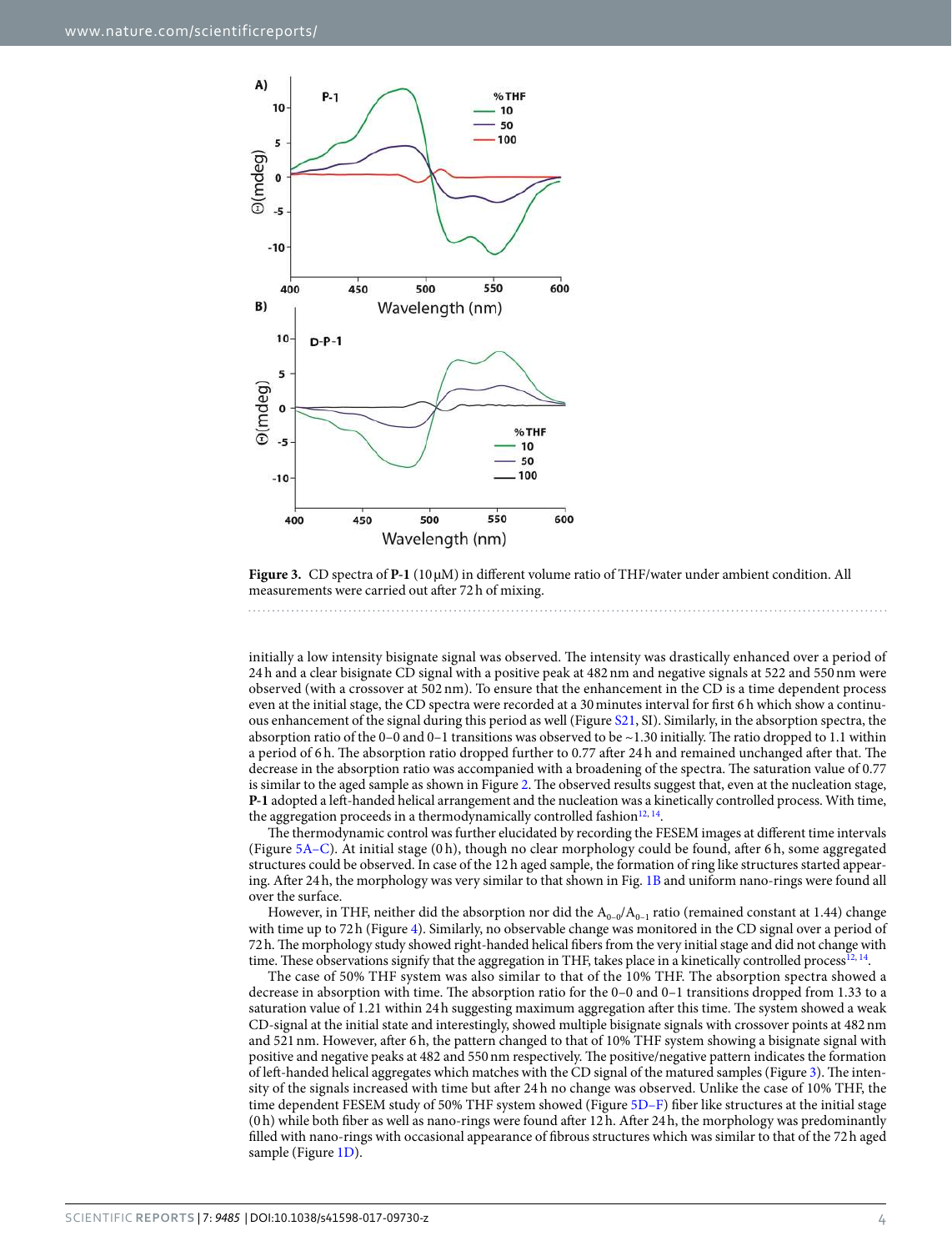**Figure 3.** CD spectra of **P-1** (10 μM) in different volume ratio of THF/water under ambient condition. All measurements were carried out after 72 h of mixing.

initially a low intensity bisignate signal was observed. The intensity was drastically enhanced over a period of 24 h and a clear bisignate CD signal with a positive peak at 482 nm and negative signals at 522 and 550 nm were observed (with a crossover at 502 nm). To ensure that the enhancement in the CD is a time dependent process even at the initial stage, the CD spectra were recorded at a 30 minutes interval for first 6 h which show a continuous enhancement of the signal during this period as well (Figure S21, SI). Similarly, in the absorption spectra, the absorption ratio of the 0–0 and 0–1 transitions was observed to be ~1.30 initially. The ratio dropped to 1.1 within a period of 6 h. The absorption ratio dropped further to 0.77 after 24 h and remained unchanged after that. The decrease in the absorption ratio was accompanied with a broadening of the spectra. The saturation value of 0.77 is similar to the aged sample as shown in Figure 2. The observed results suggest that, even at the nucleation stage, **P-1** adopted a left-handed helical arrangement and the nucleation was a kinetically controlled process. With time, the aggregation proceeds in a thermodynamically controlled fashion[12,14].

The thermodynamic control was further elucidated by recording the FESEM images at different time intervals (Figure 5A–C). At initial stage (0 h), though no clear morphology could be found, after 6 h, some aggregated structures could be observed. In case of the 12 h aged sample, the formation of ring like structures started appearing. After 24 h, the morphology was very similar to that shown in Fig. 1B and uniform nano-rings were found all over the surface.

However, in THF, neither did the absorption nor did the $A_{0-0}/A_{0-1}$ ratio (remained constant at 1.44) change with time up to 72 h (Figure 4). Similarly, no observable change was monitored in the CD signal over a period of 72 h. The morphology study showed right-handed helical fibers from the very initial stage and did not change with time. These observations signify that the aggregation in THF, takes place in a kinetically controlled process[12,14].

The case of 50% THF system was also similar to that of the 10% THF. The absorption spectra showed a decrease in absorption with time. The absorption ratio for the 0–0 and 0–1 transitions dropped from 1.33 to a saturation value of 1.21 within 24 h suggesting maximum aggregation after this time. The system showed a weak CD-signal at the initial state and interestingly, showed multiple bisignate signals with crossover points at 482 nm and 521 nm. However, after 6 h, the pattern changed to that of 10% THF system showing a bisignate signal with positive and negative peaks at 482 and 550 nm respectively. The positive/negative pattern indicates the formation of left-handed helical aggregates which matches with the CD signal of the matured samples (Figure 3). The intensity of the signals increased with time but after 24 h no change was observed. Unlike the case of 10% THF, the time dependent FESEM study of 50% THF system showed (Figure 5D–F) fiber like structures at the initial stage (0 h) while both fiber as well as nano-rings were found after 12 h. After 24 h, the morphology was predominantly filled with nano-rings with occasional appearance of fibrous structures which was similar to that of the 72 h aged sample (Figure 1D).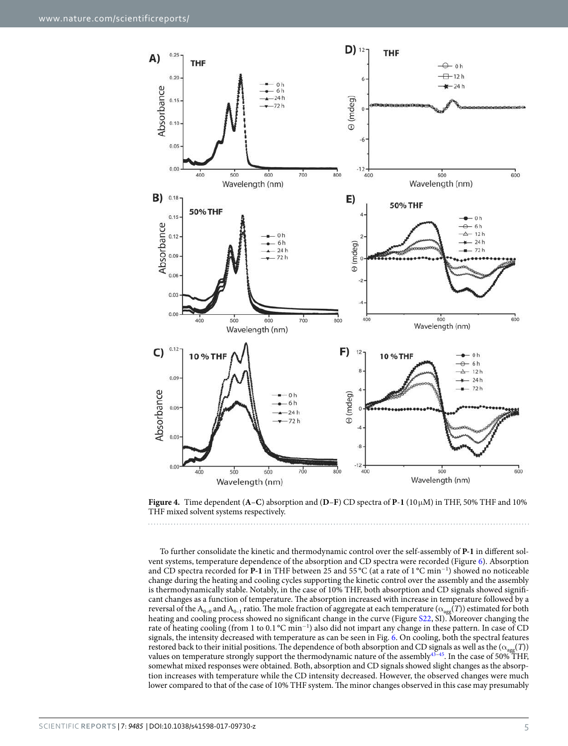**Figure 4.** Time dependent (**A–C**) absorption and (**D–F**) CD spectra of **P-1** (10 μM) in THF, 50% THF and 10% THF mixed solvent systems respectively.

To further consolidate the kinetic and thermodynamic control over the self-assembly of **P-1** in different solvent systems, temperature dependence of the absorption and CD spectra were recorded (Figure 6). Absorption and CD spectra recorded for **P-1** in THF between 25 and 55 °C (at a rate of 1 °C min$^{-1}$) showed no noticeable change during the heating and cooling cycles supporting the kinetic control over the assembly and the assembly is thermodynamically stable. Notably, in the case of 10% THF, both absorption and CD signals showed significant changes as a function of temperature. The absorption increased with increase in temperature followed by a reversal of the $A_{0-0}$ and $A_{0-1}$ ratio. The mole fraction of aggregate at each temperature ($\alpha_{agg}(T)$) estimated for both heating and cooling process showed no significant change in the curve (Figure S22, SI). Moreover changing the rate of heating cooling (from 1 to 0.1 °C min$^{-1}$) also did not impart any change in these pattern. In case of CD signals, the intensity decreased with temperature as can be seen in Fig. 6. On cooling, both the spectral features restored back to their initial positions. The dependence of both absorption and CD signals as well as the ($\alpha_{agg}(T)$) values on temperature strongly support the thermodynamic nature of the assembly[43–45]. In the case of 50% THF, somewhat mixed responses were obtained. Both, absorption and CD signals showed slight changes as the absorption increases with temperature while the CD intensity decreased. However, the observed changes were much lower compared to that of the case of 10% THF system. The minor changes observed in this case may presumably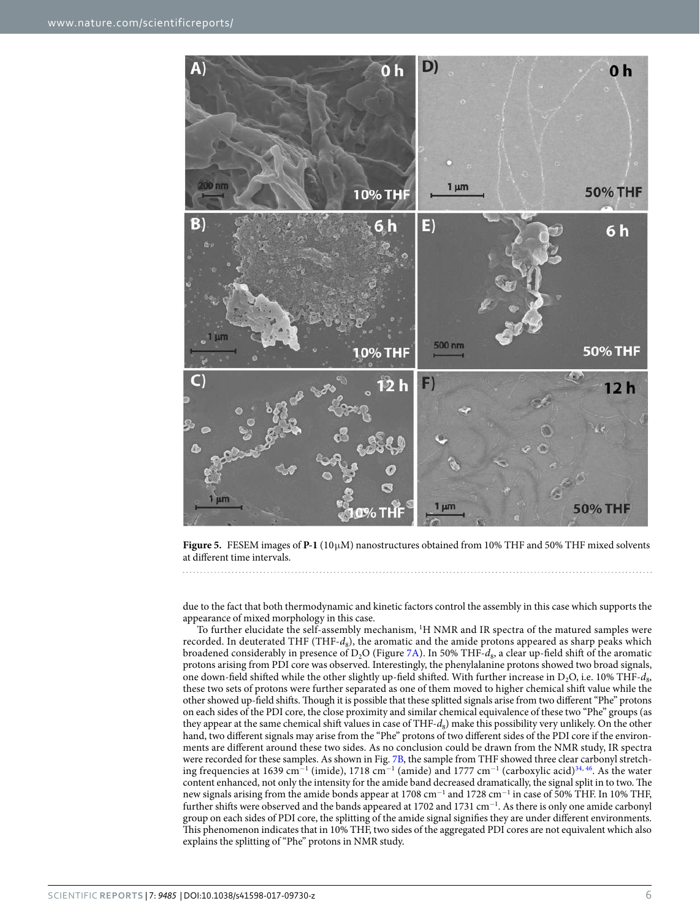**Figure 5.** FESEM images of **P-1** (10 μM) nanostructures obtained from 10% THF and 50% THF mixed solvents at different time intervals.

due to the fact that both thermodynamic and kinetic factors control the assembly in this case which supports the appearance of mixed morphology in this case.

To further elucidate the self-assembly mechanism, $^{1}$H NMR and IR spectra of the matured samples were recorded. In deuterated THF (THF-$d_8$), the aromatic and the amide protons appeared as sharp peaks which broadened considerably in presence of $D_2O$ (Figure 7A). In 50% THF-$d_8$, a clear up-field shift of the aromatic protons arising from PDI core was observed. Interestingly, the phenylalanine protons showed two broad signals, one down-field shifted while the other slightly up-field shifted. With further increase in $D_2O$, i.e. 10% THF-$d_8$, these two sets of protons were further separated as one of them moved to higher chemical shift value while the other showed up-field shifts. Though it is possible that these splitted signals arise from two different "Phe" protons on each sides of the PDI core, the close proximity and similar chemical equivalence of these two "Phe" groups (as they appear at the same chemical shift values in case of THF-$d_8$) make this possibility very unlikely. On the other hand, two different signals may arise from the "Phe" protons of two different sides of the PDI core if the environments are different around these two sides. As no conclusion could be drawn from the NMR study, IR spectra were recorded for these samples. As shown in Fig. 7B, the sample from THF showed three clear carbonyl stretching frequencies at 1639 cm$^{-1}$ (imide), 1718 cm$^{-1}$ (amide) and 1777 cm$^{-1}$ (carboxylic acid)[34,46]. As the water content enhanced, not only the intensity for the amide band decreased dramatically, the signal split in to two. The new signals arising from the amide bonds appear at 1708 cm$^{-1}$ and 1728 cm$^{-1}$ in case of 50% THF. In 10% THF, further shifts were observed and the bands appeared at 1702 and 1731 cm$^{-1}$. As there is only one amide carbonyl group on each sides of PDI core, the splitting of the amide signal signifies they are under different environments. This phenomenon indicates that in 10% THF, two sides of the aggregated PDI cores are not equivalent which also explains the splitting of "Phe" protons in NMR study.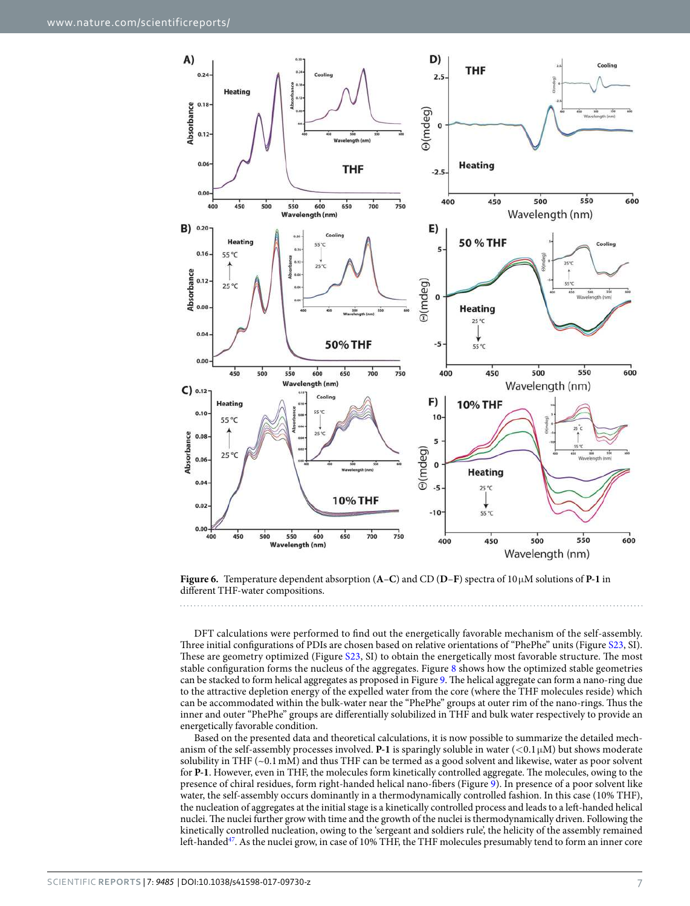**Figure 6.** Temperature dependent absorption (**A**–**C**) and CD (**D**–**F**) spectra of 10 µM solutions of **P-1** in different THF-water compositions.

DFT calculations were performed to find out the energetically favorable mechanism of the self-assembly. Three initial configurations of PDIs are chosen based on relative orientations of "PhePhe" units (Figure S23, SI). These are geometry optimized (Figure S23, SI) to obtain the energetically most favorable structure. The most stable configuration forms the nucleus of the aggregates. Figure 8 shows how the optimized stable geometries can be stacked to form helical aggregates as proposed in Figure 9. The helical aggregate can form a nano-ring due to the attractive depletion energy of the expelled water from the core (where the THF molecules reside) which can be accommodated within the bulk-water near the "PhePhe" groups at outer rim of the nano-rings. Thus the inner and outer "PhePhe" groups are differentially solubilized in THF and bulk water respectively to provide an energetically favorable condition.

Based on the presented data and theoretical calculations, it is now possible to summarize the detailed mechanism of the self-assembly processes involved. **P-1** is sparingly soluble in water (<0.1 µM) but shows moderate solubility in THF (~0.1 mM) and thus THF can be termed as a good solvent and likewise, water as poor solvent for **P-1**. However, even in THF, the molecules form kinetically controlled aggregate. The molecules, owing to the presence of chiral residues, form right-handed helical nano-fibers (Figure 9). In presence of a poor solvent like water, the self-assembly occurs dominantly in a thermodynamically controlled fashion. In this case (10% THF), the nucleation of aggregates at the initial stage is a kinetically controlled process and leads to a left-handed helical nuclei. The nuclei further grow with time and the growth of the nuclei is thermodynamically driven. Following the kinetically controlled nucleation, owing to the 'sergeant and soldiers rule', the helicity of the assembly remained left-handed[47]. As the nuclei grow, in case of 10% THF, the THF molecules presumably tend to form an inner core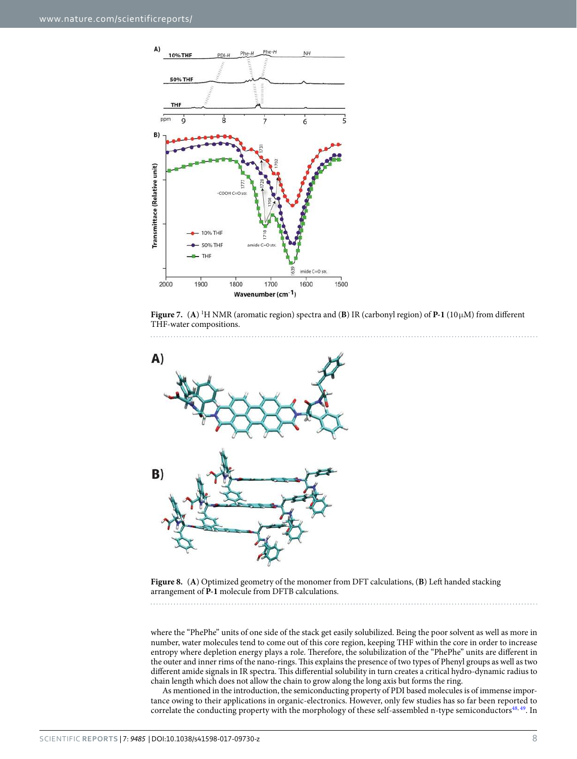**Figure 7.** (**A**) $^1$H NMR (aromatic region) spectra and (**B**) IR (carbonyl region) of **P-1** (10 μM) from different THF-water compositions.

**Figure 8.** (**A**) Optimized geometry of the monomer from DFT calculations, (**B**) Left handed stacking arrangement of **P-1** molecule from DFTB calculations.

where the "PhePhe" units of one side of the stack get easily solubilized. Being the poor solvent as well as more in number, water molecules tend to come out of this core region, keeping THF within the core in order to increase entropy where depletion energy plays a role. Therefore, the solubilization of the "PhePhe" units are different in the outer and inner rims of the nano-rings. This explains the presence of two types of Phenyl groups as well as two different amide signals in IR spectra. This differential solubility in turn creates a critical hydro-dynamic radius to chain length which does not allow the chain to grow along the long axis but forms the ring.

As mentioned in the introduction, the semiconducting property of PDI based molecules is of immense importance owing to their applications in organic-electronics. However, only few studies has so far been reported to correlate the conducting property with the morphology of these self-assembled n-type semiconductors[48, 49]. In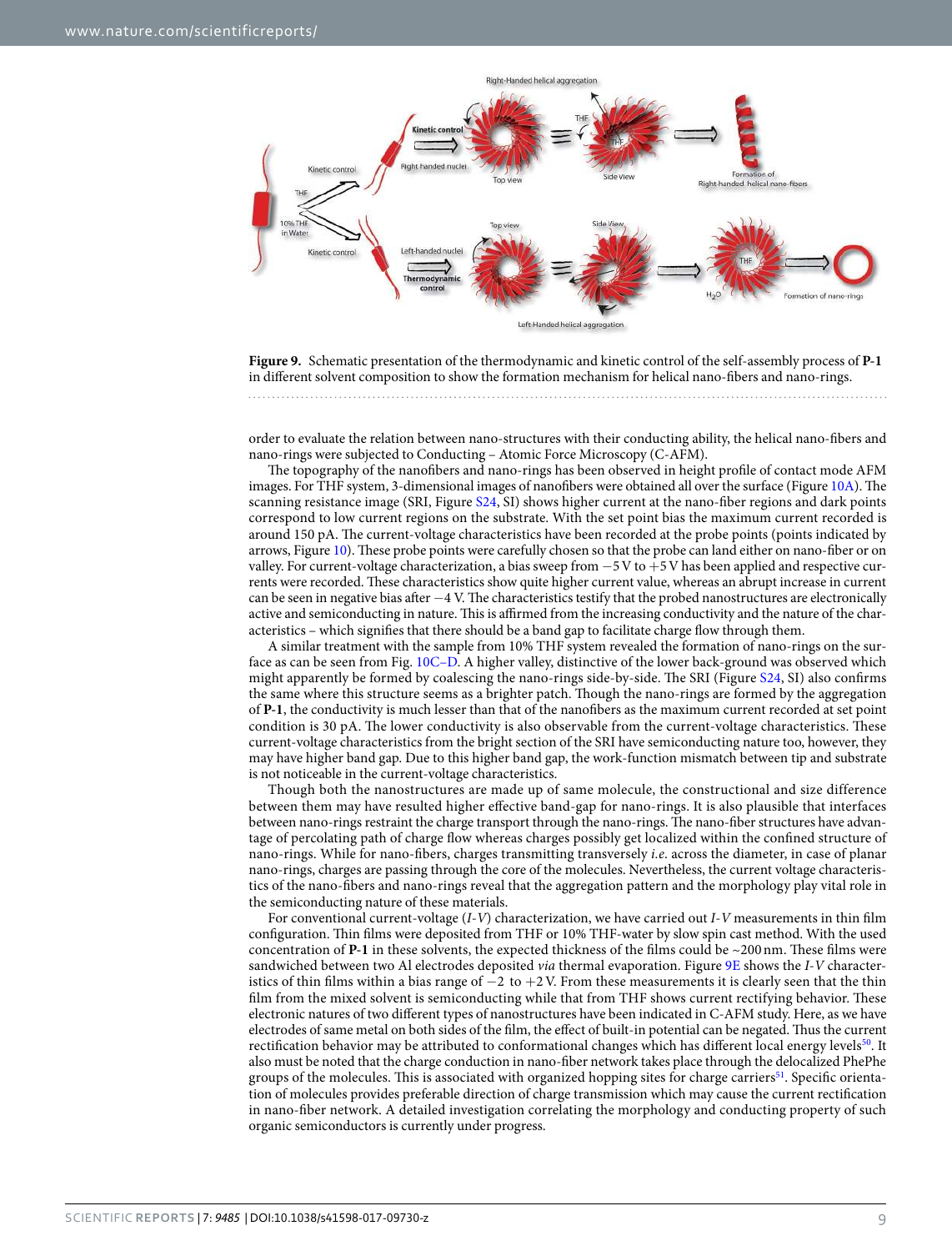**Figure 9.** Schematic presentation of the thermodynamic and kinetic control of the self-assembly process of **P-1** in different solvent composition to show the formation mechanism for helical nano-fibers and nano-rings.

order to evaluate the relation between nano-structures with their conducting ability, the helical nano-fibers and nano-rings were subjected to Conducting – Atomic Force Microscopy (C-AFM).

The topography of the nanofibers and nano-rings has been observed in height profile of contact mode AFM images. For THF system, 3-dimensional images of nanofibers were obtained all over the surface (Figure 10A). The scanning resistance image (SRI, Figure S24, SI) shows higher current at the nano-fiber regions and dark points correspond to low current regions on the substrate. With the set point bias the maximum current recorded is around 150 pA. The current-voltage characteristics have been recorded at the probe points (points indicated by arrows, Figure 10). These probe points were carefully chosen so that the probe can land either on nano-fiber or on valley. For current-voltage characterization, a bias sweep from −5 V to +5 V has been applied and respective currents were recorded. These characteristics show quite higher current value, whereas an abrupt increase in current can be seen in negative bias after −4 V. The characteristics testify that the probed nanostructures are electronically active and semiconducting in nature. This is affirmed from the increasing conductivity and the nature of the characteristics – which signifies that there should be a band gap to facilitate charge flow through them.

A similar treatment with the sample from 10% THF system revealed the formation of nano-rings on the surface as can be seen from Fig. 10C–D. A higher valley, distinctive of the lower back-ground was observed which might apparently be formed by coalescing the nano-rings side-by-side. The SRI (Figure S24, SI) also confirms the same where this structure seems as a brighter patch. Though the nano-rings are formed by the aggregation of **P-1**, the conductivity is much lesser than that of the nanofibers as the maximum current recorded at set point condition is 30 pA. The lower conductivity is also observable from the current-voltage characteristics. These current-voltage characteristics from the bright section of the SRI have semiconducting nature too, however, they may have higher band gap. Due to this higher band gap, the work-function mismatch between tip and substrate is not noticeable in the current-voltage characteristics.

Though both the nanostructures are made up of same molecule, the constructional and size difference between them may have resulted higher effective band-gap for nano-rings. It is also plausible that interfaces between nano-rings restraint the charge transport through the nano-rings. The nano-fiber structures have advantage of percolating path of charge flow whereas charges possibly get localized within the confined structure of nano-rings. While for nano-fibers, charges transmitting transversely *i.e.* across the diameter, in case of planar nano-rings, charges are passing through the core of the molecules. Nevertheless, the current voltage characteristics of the nano-fibers and nano-rings reveal that the aggregation pattern and the morphology play vital role in the semiconducting nature of these materials.

For conventional current-voltage (*I-V*) characterization, we have carried out *I-V* measurements in thin film configuration. Thin films were deposited from THF or 10% THF-water by slow spin cast method. With the used concentration of **P-1** in these solvents, the expected thickness of the films could be ~200 nm. These films were sandwiched between two Al electrodes deposited *via* thermal evaporation. Figure 9E shows the *I-V* characteristics of thin films within a bias range of −2 to +2 V. From these measurements it is clearly seen that the thin film from the mixed solvent is semiconducting while that from THF shows current rectifying behavior. These electronic natures of two different types of nanostructures have been indicated in C-AFM study. Here, as we have electrodes of same metal on both sides of the film, the effect of built-in potential can be negated. Thus the current rectification behavior may be attributed to conformational changes which has different local energy levels[50]. It also must be noted that the charge conduction in nano-fiber network takes place through the delocalized PhePhe groups of the molecules. This is associated with organized hopping sites for charge carriers[51]. Specific orientation of molecules provides preferable direction of charge transmission which may cause the current rectification in nano-fiber network. A detailed investigation correlating the morphology and conducting property of such organic semiconductors is currently under progress.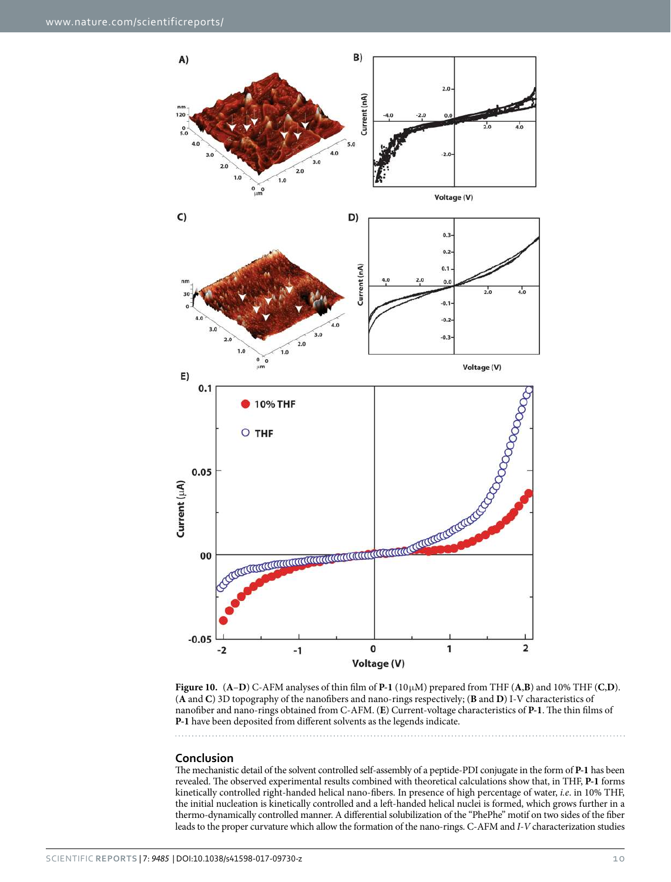**Figure 10.** (**A–D**) C-AFM analyses of thin film of **P-1** (10 μM) prepared from THF (**A**,**B**) and 10% THF (**C**,**D**). (**A** and **C**) 3D topography of the nanofibers and nano-rings respectively; (**B** and **D**) I-V characteristics of nanofiber and nano-rings obtained from C-AFM. (**E**) Current-voltage characteristics of **P-1**. The thin films of **P-1** have been deposited from different solvents as the legends indicate.

## Conclusion

The mechanistic detail of the solvent controlled self-assembly of a peptide-PDI conjugate in the form of **P-1** has been revealed. The observed experimental results combined with theoretical calculations show that, in THF, **P-1** forms kinetically controlled right-handed helical nano-fibers. In presence of high percentage of water, *i.e.* in 10% THF, the initial nucleation is kinetically controlled and a left-handed helical nuclei is formed, which grows further in a thermo-dynamically controlled manner. A differential solubilization of the "PhePhe" motif on two sides of the fiber leads to the proper curvature which allow the formation of the nano-rings. C-AFM and *I-V* characterization studies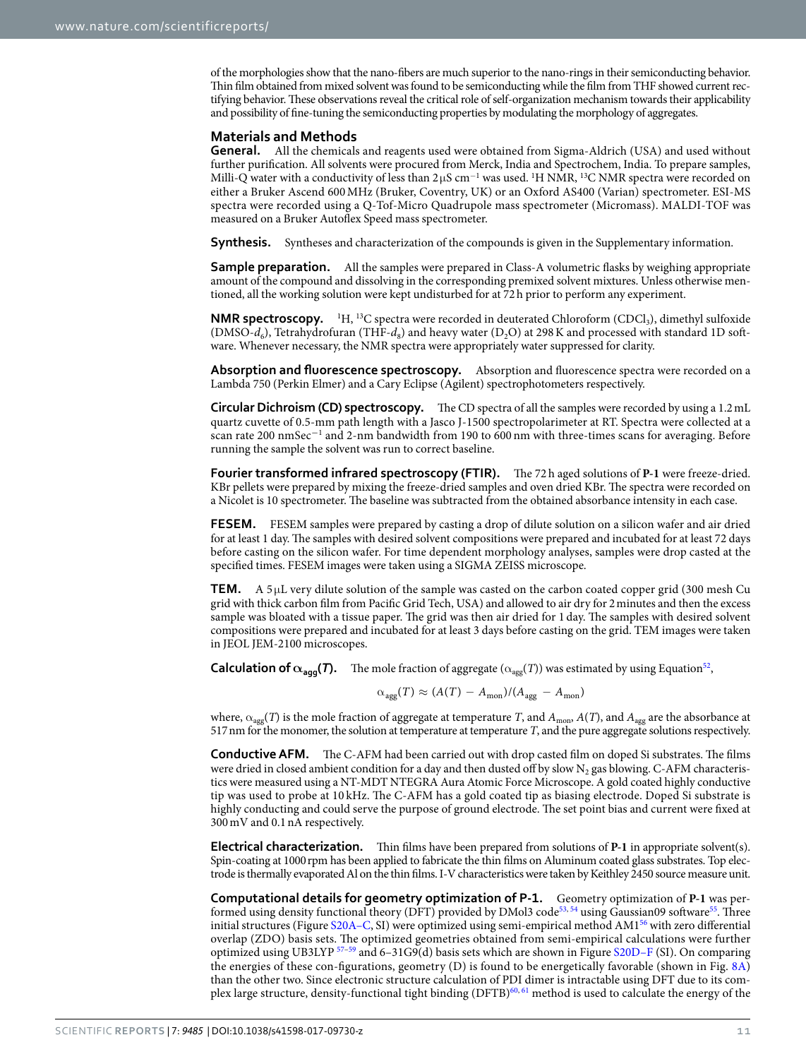of the morphologies show that the nano-fibers are much superior to the nano-rings in their semiconducting behavior. Thin film obtained from mixed solvent was found to be semiconducting while the film from THF showed current rectifying behavior. These observations reveal the critical role of self-organization mechanism towards their applicability and possibility of fine-tuning the semiconducting properties by modulating the morphology of aggregates.

## Materials and Methods

**General.** All the chemicals and reagents used were obtained from Sigma-Aldrich (USA) and used without further purification. All solvents were procured from Merck, India and Spectrochem, India. To prepare samples, Milli-Q water with a conductivity of less than 2 μS $cm^{-1}$ was used. $^{1}H$ NMR, $^{13}C$ NMR spectra were recorded on either a Bruker Ascend 600 MHz (Bruker, Coventry, UK) or an Oxford AS400 (Varian) spectrometer. ESI-MS spectra were recorded using a Q-Tof-Micro Quadrupole mass spectrometer (Micromass). MALDI-TOF was measured on a Bruker Autoflex Speed mass spectrometer.

**Synthesis.** Syntheses and characterization of the compounds is given in the Supplementary information.

**Sample preparation.** All the samples were prepared in Class-A volumetric flasks by weighing appropriate amount of the compound and dissolving in the corresponding premixed solvent mixtures. Unless otherwise mentioned, all the working solution were kept undisturbed for at 72 h prior to perform any experiment.

**NMR spectroscopy.** $^{1}H$, $^{13}C$ spectra were recorded in deuterated Chloroform ($CDCl_3$), dimethyl sulfoxide (DMSO-$d_6$), Tetrahydrofuran (THF-$d_8$) and heavy water ($D_2O$) at 298 K and processed with standard 1D software. Whenever necessary, the NMR spectra were appropriately water suppressed for clarity.

**Absorption and fluorescence spectroscopy.** Absorption and fluorescence spectra were recorded on a Lambda 750 (Perkin Elmer) and a Cary Eclipse (Agilent) spectrophotometers respectively.

**Circular Dichroism (CD) spectroscopy.** The CD spectra of all the samples were recorded by using a 1.2 mL quartz cuvette of 0.5-mm path length with a Jasco J-1500 spectropolarimeter at RT. Spectra were collected at a scan rate 200 nmSec$^{-1}$ and 2-nm bandwidth from 190 to 600 nm with three-times scans for averaging. Before running the sample the solvent was run to correct baseline.

**Fourier transformed infrared spectroscopy (FTIR).** The 72 h aged solutions of **P-1** were freeze-dried. KBr pellets were prepared by mixing the freeze-dried samples and oven dried KBr. The spectra were recorded on a Nicolet is 10 spectrometer. The baseline was subtracted from the obtained absorbance intensity in each case.

**FESEM.** FESEM samples were prepared by casting a drop of dilute solution on a silicon wafer and air dried for at least 1 day. The samples with desired solvent compositions were prepared and incubated for at least 72 days before casting on the silicon wafer. For time dependent morphology analyses, samples were drop casted at the specified times. FESEM images were taken using a SIGMA ZEISS microscope.

**TEM.** A 5 μL very dilute solution of the sample was casted on the carbon coated copper grid (300 mesh Cu grid with thick carbon film from Pacific Grid Tech, USA) and allowed to air dry for 2 minutes and then the excess sample was bloated with a tissue paper. The grid was then air dried for 1 day. The samples with desired solvent compositions were prepared and incubated for at least 3 days before casting on the grid. TEM images were taken in JEOL JEM-2100 microscopes.

**Calculation of $\alpha_{agg}(T)$.** The mole fraction of aggregate ($\alpha_{agg}(T)$) was estimated by using Equation[52],

$$\alpha_{agg}(T) \approx (A(T) - A_{mon})/(A_{agg} - A_{mon})$$

where, $\alpha_{agg}(T)$ is the mole fraction of aggregate at temperature $T$, and $A_{mon}$, $A(T)$, and $A_{agg}$ are the absorbance at 517 nm for the monomer, the solution at temperature at temperature $T$, and the pure aggregate solutions respectively.

**Conductive AFM.** The C-AFM had been carried out with drop casted film on doped Si substrates. The films were dried in closed ambient condition for a day and then dusted off by slow $N_2$ gas blowing. C-AFM characteristics were measured using a NT-MDT NTEGRA Aura Atomic Force Microscope. A gold coated highly conductive tip was used to probe at 10 kHz. The C-AFM has a gold coated tip as biasing electrode. Doped Si substrate is highly conducting and could serve the purpose of ground electrode. The set point bias and current were fixed at 300 mV and 0.1 nA respectively.

**Electrical characterization.** Thin films have been prepared from solutions of **P-1** in appropriate solvent(s). Spin-coating at 1000 rpm has been applied to fabricate the thin films on Aluminum coated glass substrates. Top electrode is thermally evaporated Al on the thin films. I-V characteristics were taken by Keithley 2450 source measure unit.

**Computational details for geometry optimization of P-1.** Geometry optimization of **P-1** was performed using density functional theory (DFT) provided by DMol3 code[53,54] using Gaussian09 software[55]. Three initial structures (Figure S20A–C, SI) were optimized using semi-empirical method AM1[56] with zero differential overlap (ZDO) basis sets. The optimized geometries obtained from semi-empirical calculations were further optimized using UB3LYP[57–59] and 6–31G9(d) basis sets which are shown in Figure S20D–F (SI). On comparing the energies of these con-figurations, geometry (D) is found to be energetically favorable (shown in Fig. 8A) than the other two. Since electronic structure calculation of PDI dimer is intractable using DFT due to its complex large structure, density-functional tight binding (DFTB)[60,61] method is used to calculate the energy of the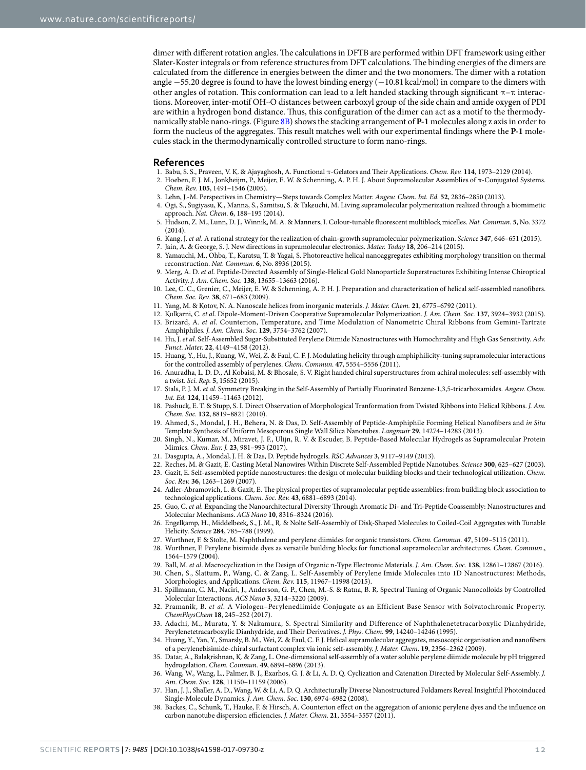dimer with different rotation angles. The calculations in DFTB are performed within DFT framework using either Slater-Koster integrals or from reference structures from DFT calculations. The binding energies of the dimers are calculated from the difference in energies between the dimer and the two monomers. The dimer with a rotation angle −55.20 degree is found to have the lowest binding energy (−10.81 kcal/mol) in compare to the dimers with other angles of rotation. This conformation can lead to a left handed stacking through significant π–π interactions. Moreover, inter-motif OH··O distances between carboxyl group of the side chain and amide oxygen of PDI are within a hydrogen bond distance. Thus, this configuration of the dimer can act as a motif to the thermodynamically stable nano-rings. (Figure 8B) shows the stacking arrangement of **P-1** molecules along z axis in order to form the nucleus of the aggregates. This result matches well with our experimental findings where the **P-1** molecules stack in the thermodynamically controlled structure to form nano-rings.

## References

1. Babu, S. S., Praveen, V. K. & Ajayaghosh, A. Functional π-Gelators and Their Applications. *Chem. Rev.* **114**, 1973–2129 (2014).
2. Hoeben, F. J. M., Jonkheijm, P., Meijer, E. W. & Schenning, A. P. H. J. About Supramolecular Assemblies of π-Conjugated Systems. *Chem. Rev.* **105**, 1491–1546 (2005).
3. Lehn, J.-M. Perspectives in Chemistry—Steps towards Complex Matter. *Angew. Chem. Int. Ed.* **52**, 2836–2850 (2013).
4. Ogi, S., Sugiyasu, K., Manna, S., Samitsu, S. & Takeuchi, M. Living supramolecular polymerization realized through a biomimetic approach. *Nat. Chem.* **6**, 188–195 (2014).
5. Hudson, Z. M., Lunn, D. J., Winnik, M. A. & Manners, I. Colour-tunable fluorescent multiblock micelles. *Nat. Commun.* **5**, No. 3372 (2014).
6. Kang, J. *et al*. A rational strategy for the realization of chain-growth supramolecular polymerization. *Science* **347**, 646–651 (2015).
7. Jain, A. & George, S. J. New directions in supramolecular electronics. *Mater. Today* **18**, 206–214 (2015).
8. Yamauchi, M., Ohba, T., Karatsu, T. & Yagai, S. Photoreactive helical nanoaggregates exhibiting morphology transition on thermal reconstruction. *Nat. Commun.* **6**, No. 8936 (2015).
9. Merg, A. D. *et al*. Peptide-Directed Assembly of Single-Helical Gold Nanoparticle Superstructures Exhibiting Intense Chiroptical Activity. *J. Am. Chem. Soc.* **138**, 13655–13663 (2016).
10. Lee, C. C., Grenier, C., Meijer, E. W. & Schenning, A. P. H. J. Preparation and characterization of helical self-assembled nanofibers. *Chem. Soc. Rev.* **38**, 671–683 (2009).
11. Yang, M. & Kotov, N. A. Nanoscale helices from inorganic materials. *J. Mater. Chem.* **21**, 6775–6792 (2011).
12. Kulkarni, C. *et al*. Dipole-Moment-Driven Cooperative Supramolecular Polymerization. *J. Am. Chem. Soc.* **137**, 3924–3932 (2015).
13. Brizard, A. *et al*. Counterion, Temperature, and Time Modulation of Nanometric Chiral Ribbons from Gemini-Tartrate Amphiphiles. *J. Am. Chem. Soc.* **129**, 3754–3762 (2007).
14. Hu, J. *et al*. Self-Assembled Sugar-Substituted Perylene Diimide Nanostructures with Homochirality and High Gas Sensitivity. *Adv. Funct. Mater.* **22**, 4149–4158 (2012).
15. Huang, Y., Hu, J., Kuang, W., Wei, Z. & Faul, C. F. J. Modulating helicity through amphiphilicity-tuning supramolecular interactions for the controlled assembly of perylenes. *Chem. Commun.* **47**, 5554–5556 (2011).
16. Anuradha, L. D. D., Al Kobaisi, M. & Bhosale, S. V. Right handed chiral superstructures from achiral molecules: self-assembly with a twist. *Sci. Rep.* **5**, 15652 (2015).
17. Stals, P. J. M. *et al*. Symmetry Breaking in the Self-Assembly of Partially Fluorinated Benzene-1,3,5-tricarboxamides. *Angew. Chem. Int. Ed.* **124**, 11459–11463 (2012).
18. Pashuck, E. T. & Stupp, S. I. Direct Observation of Morphological Tranformation from Twisted Ribbons into Helical Ribbons. *J. Am. Chem. Soc.* **132**, 8819–8821 (2010).
19. Ahmed, S., Mondal, J. H., Behera, N. & Das, D. Self-Assembly of Peptide-Amphiphile Forming Helical Nanofibers and *in Situ* Template Synthesis of Uniform Mesoporous Single Wall Silica Nanotubes. *Langmuir* **29**, 14274–14283 (2013).
20. Singh, N., Kumar, M., Miravet, J. F., Ulijn, R. V. & Escuder, B. Peptide-Based Molecular Hydrogels as Supramolecular Protein Mimics. *Chem. Eur. J.* **23**, 981–993 (2017).
21. Dasgupta, A., Mondal, J. H. & Das, D. Peptide hydrogels. *RSC Advances* **3**, 9117–9149 (2013).
22. Reches, M. & Gazit, E. Casting Metal Nanowires Within Discrete Self-Assembled Peptide Nanotubes. *Science* **300**, 625–627 (2003).
23. Gazit, E. Self-assembled peptide nanostructures: the design of molecular building blocks and their technological utilization. *Chem. Soc. Rev.* **36**, 1263–1269 (2007).
24. Adler-Abramovich, L. & Gazit, E. The physical properties of supramolecular peptide assemblies: from building block association to technological applications. *Chem. Soc. Rev.* **43**, 6881–6893 (2014).
25. Guo, C. *et al*. Expanding the Nanoarchitectural Diversity Through Aromatic Di- and Tri-Peptide Coassembly: Nanostructures and Molecular Mechanisms. *ACS Nano* **10**, 8316–8324 (2016).
26. Engelkamp, H., Middelbeek, S., J. M., R. & Nolte Self-Assembly of Disk-Shaped Molecules to Coiled-Coil Aggregates with Tunable Helicity. *Science* **284**, 785–788 (1999).
27. Wurthner, F. & Stolte, M. Naphthalene and perylene diimides for organic transistors. *Chem. Commun.* **47**, 5109–5115 (2011).
28. Wurthner, F. Perylene bisimide dyes as versatile building blocks for functional supramolecular architectures. *Chem. Commun.*, 1564–1579 (2004).
29. Ball, M. *et al*. Macrocyclization in the Design of Organic n-Type Electronic Materials. *J. Am. Chem. Soc.* **138**, 12861–12867 (2016).
30. Chen, S., Slattum, P., Wang, C. & Zang, L. Self-Assembly of Perylene Imide Molecules into 1D Nanostructures: Methods, Morphologies, and Applications. *Chem. Rev.* **115**, 11967–11998 (2015).
31. Spillmann, C. M., Naciri, J., Anderson, G. P., Chen, M.-S. & Ratna, B. R. Spectral Tuning of Organic Nanocolloids by Controlled Molecular Interactions. *ACS Nano* **3**, 3214–3220 (2009).
32. Pramanik, B. *et al*. A Viologen–Perylenediimide Conjugate as an Efficient Base Sensor with Solvatochromic Property. *ChemPhysChem* **18**, 245–252 (2017).
33. Adachi, M., Murata, Y. & Nakamura, S. Spectral Similarity and Difference of Naphthalenetetracarboxylic Dianhydride, Perylenetetracarboxylic Dianhydride, and Their Derivatives. *J. Phys. Chem.* **99**, 14240–14246 (1995).
34. Huang, Y., Yan, Y., Smarsly, B. M., Wei, Z. & Faul, C. F. J. Helical supramolecular aggregates, mesoscopic organisation and nanofibers of a perylenebisimide-chiral surfactant complex via ionic self-assembly. *J. Mater. Chem.* **19**, 2356–2362 (2009).
35. Datar, A., Balakrishnan, K. & Zang, L. One-dimensional self-assembly of a water soluble perylene diimide molecule by pH triggered hydrogelation. *Chem. Commun.* **49**, 6894–6896 (2013).
36. Wang, W., Wang, L., Palmer, B. J., Exarhos, G. J. & Li, A. D. Q. Cyclization and Catenation Directed by Molecular Self-Assembly. *J. Am. Chem. Soc.* **128**, 11150–11159 (2006).
37. Han, J. J., Shaller, A. D., Wang, W. & Li, A. D. Q. Architecturally Diverse Nanostructured Foldamers Reveal Insightful Photoinduced Single-Molecule Dynamics. *J. Am. Chem. Soc.* **130**, 6974–6982 (2008).
38. Backes, C., Schunk, T., Hauke, F. & Hirsch, A. Counterion effect on the aggregation of anionic perylene dyes and the influence on carbon nanotube dispersion efficiencies. *J. Mater. Chem.* **21**, 3554–3557 (2011).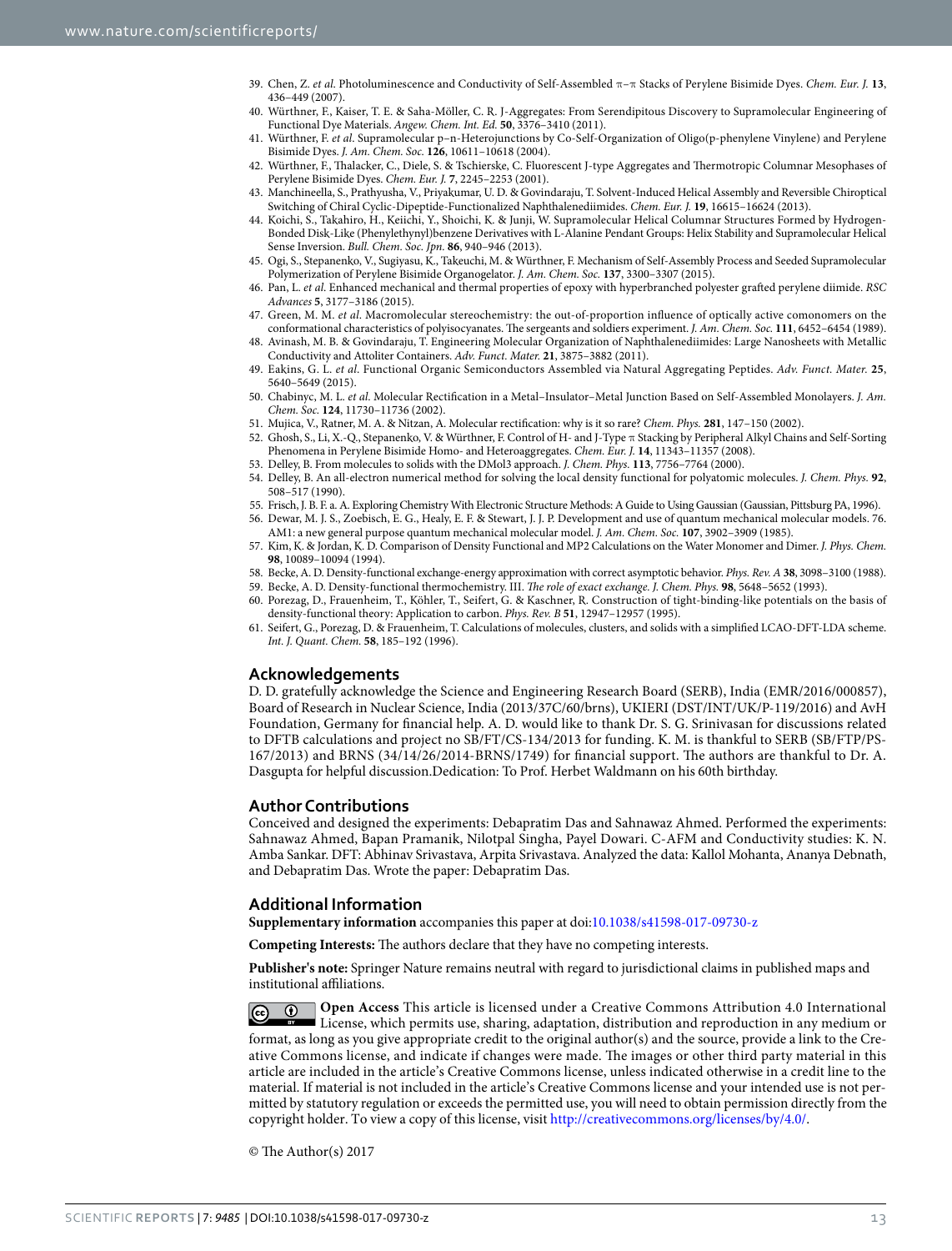39. Chen, Z. *et al*. Photoluminescence and Conductivity of Self-Assembled π–π Stacks of Perylene Bisimide Dyes. *Chem. Eur. J.* **13**, 436–449 (2007).
40. Würthner, F., Kaiser, T. E. & Saha-Möller, C. R. J-Aggregates: From Serendipitous Discovery to Supramolecular Engineering of Functional Dye Materials. *Angew. Chem. Int. Ed.* **50**, 3376–3410 (2011).
41. Würthner, F. *et al*. Supramolecular p–n-Heterojunctions by Co-Self-Organization of Oligo(p-phenylene Vinylene) and Perylene Bisimide Dyes. *J. Am. Chem. Soc.* **126**, 10611–10618 (2004).
42. Würthner, F., Thalacker, C., Diele, S. & Tschierske, C. Fluorescent J-type Aggregates and Thermotropic Columnar Mesophases of Perylene Bisimide Dyes. *Chem. Eur. J.* **7**, 2245–2253 (2001).
43. Manchineella, S., Prathyusha, V., Priyakumar, U. D. & Govindaraju, T. Solvent-Induced Helical Assembly and Reversible Chiroptical Switching of Chiral Cyclic-Dipeptide-Functionalized Naphthalenediimides. *Chem. Eur. J.* **19**, 16615–16624 (2013).
44. Koichi, S., Takahiro, H., Keiichi, Y., Shoichi, K. & Junji, W. Supramolecular Helical Columnar Structures Formed by Hydrogen-Bonded Disk-Like (Phenylethynyl)benzene Derivatives with L-Alanine Pendant Groups: Helix Stability and Supramolecular Helical Sense Inversion. *Bull. Chem. Soc. Jpn.* **86**, 940–946 (2013).
45. Ogi, S., Stepanenko, V., Sugiyasu, K., Takeuchi, M. & Würthner, F. Mechanism of Self-Assembly Process and Seeded Supramolecular Polymerization of Perylene Bisimide Organogelator. *J. Am. Chem. Soc.* **137**, 3300–3307 (2015).
46. Pan, L. *et al*. Enhanced mechanical and thermal properties of epoxy with hyperbranched polyester grafted perylene diimide. *RSC Advances* **5**, 3177–3186 (2015).
47. Green, M. M. *et al*. Macromolecular stereochemistry: the out-of-proportion influence of optically active comonomers on the conformational characteristics of polyisocyanates. The sergeants and soldiers experiment. *J. Am. Chem. Soc.* **111**, 6452–6454 (1989).
48. Avinash, M. B. & Govindaraju, T. Engineering Molecular Organization of Naphthalenediimides: Large Nanosheets with Metallic Conductivity and Attoliter Containers. *Adv. Funct. Mater.* **21**, 3875–3882 (2011).
49. Eakins, G. L. *et al*. Functional Organic Semiconductors Assembled via Natural Aggregating Peptides. *Adv. Funct. Mater.* **25**, 5640–5649 (2015).
50. Chabinyc, M. L. *et al*. Molecular Rectification in a Metal–Insulator–Metal Junction Based on Self-Assembled Monolayers. *J. Am. Chem. Soc.* **124**, 11730–11736 (2002).
51. Mujica, V., Ratner, M. A. & Nitzan, A. Molecular rectification: why is it so rare? *Chem. Phys.* **281**, 147–150 (2002).
52. Ghosh, S., Li, X.-Q., Stepanenko, V. & Würthner, F. Control of H- and J-Type π Stacking by Peripheral Alkyl Chains and Self-Sorting Phenomena in Perylene Bisimide Homo- and Heteroaggregates. *Chem. Eur. J.* **14**, 11343–11357 (2008).
53. Delley, B. From molecules to solids with the DMol3 approach. *J. Chem. Phys.* **113**, 7756–7764 (2000).
54. Delley, B. An all-electron numerical method for solving the local density functional for polyatomic molecules. *J. Chem. Phys.* **92**, 508–517 (1990).
55. Frisch, J. B. F. a. A. Exploring Chemistry With Electronic Structure Methods: A Guide to Using Gaussian (Gaussian, Pittsburg PA, 1996).
56. Dewar, M. J. S., Zoebisch, E. G., Healy, E. F. & Stewart, J. J. P. Development and use of quantum mechanical molecular models. 76. AM1: a new general purpose quantum mechanical molecular model. *J. Am. Chem. Soc.* **107**, 3902–3909 (1985).
57. Kim, K. & Jordan, K. D. Comparison of Density Functional and MP2 Calculations on the Water Monomer and Dimer. *J. Phys. Chem.* **98**, 10089–10094 (1994).
58. Becke, A. D. Density-functional exchange-energy approximation with correct asymptotic behavior. *Phys. Rev. A* **38**, 3098–3100 (1988).
59. Becke, A. D. Density-functional thermochemistry. III. *The role of exact exchange. J. Chem. Phys.* **98**, 5648–5652 (1993).
60. Porezag, D., Frauenheim, T., Köhler, T., Seifert, G. & Kaschner, R. Construction of tight-binding-like potentials on the basis of density-functional theory: Application to carbon. *Phys. Rev. B* **51**, 12947–12957 (1995).
61. Seifert, G., Porezag, D. & Frauenheim, T. Calculations of molecules, clusters, and solids with a simplified LCAO-DFT-LDA scheme. *Int. J. Quant. Chem.* **58**, 185–192 (1996).

## Acknowledgements

D. D. gratefully acknowledge the Science and Engineering Research Board (SERB), India (EMR/2016/000857), Board of Research in Nuclear Science, India (2013/37C/60/brns), UKIERI (DST/INT/UK/P-119/2016) and AvH Foundation, Germany for financial help. A. D. would like to thank Dr. S. G. Srinivasan for discussions related to DFTB calculations and project no SB/FT/CS-134/2013 for funding. K. M. is thankful to SERB (SB/FTP/PS-167/2013) and BRNS (34/14/26/2014-BRNS/1749) for financial support. The authors are thankful to Dr. A. Dasgupta for helpful discussion.Dedication: To Prof. Herbet Waldmann on his 60th birthday.

## Author Contributions

Conceived and designed the experiments: Debapratim Das and Sahnawaz Ahmed. Performed the experiments: Sahnawaz Ahmed, Bapan Pramanik, Nilotpal Singha, Payel Dowari. C-AFM and Conductivity studies: K. N. Amba Sankar. DFT: Abhinav Srivastava, Arpita Srivastava. Analyzed the data: Kallol Mohanta, Ananya Debnath, and Debapratim Das. Wrote the paper: Debapratim Das.

## Additional Information

**Supplementary information** accompanies this paper at doi:10.1038/s41598-017-09730-z

**Competing Interests:** The authors declare that they have no competing interests.

**Publisher's note:** Springer Nature remains neutral with regard to jurisdictional claims in published maps and institutional affiliations.

**Open Access** This article is licensed under a Creative Commons Attribution 4.0 International License, which permits use, sharing, adaptation, distribution and reproduction in any medium or format, as long as you give appropriate credit to the original author(s) and the source, provide a link to the Creative Commons license, and indicate if changes were made. The images or other third party material in this article are included in the article's Creative Commons license, unless indicated otherwise in a credit line to the material. If material is not included in the article's Creative Commons license and your intended use is not permitted by statutory regulation or exceeds the permitted use, you will need to obtain permission directly from the copyright holder. To view a copy of this license, visit http://creativecommons.org/licenses/by/4.0/.

© The Author(s) 2017